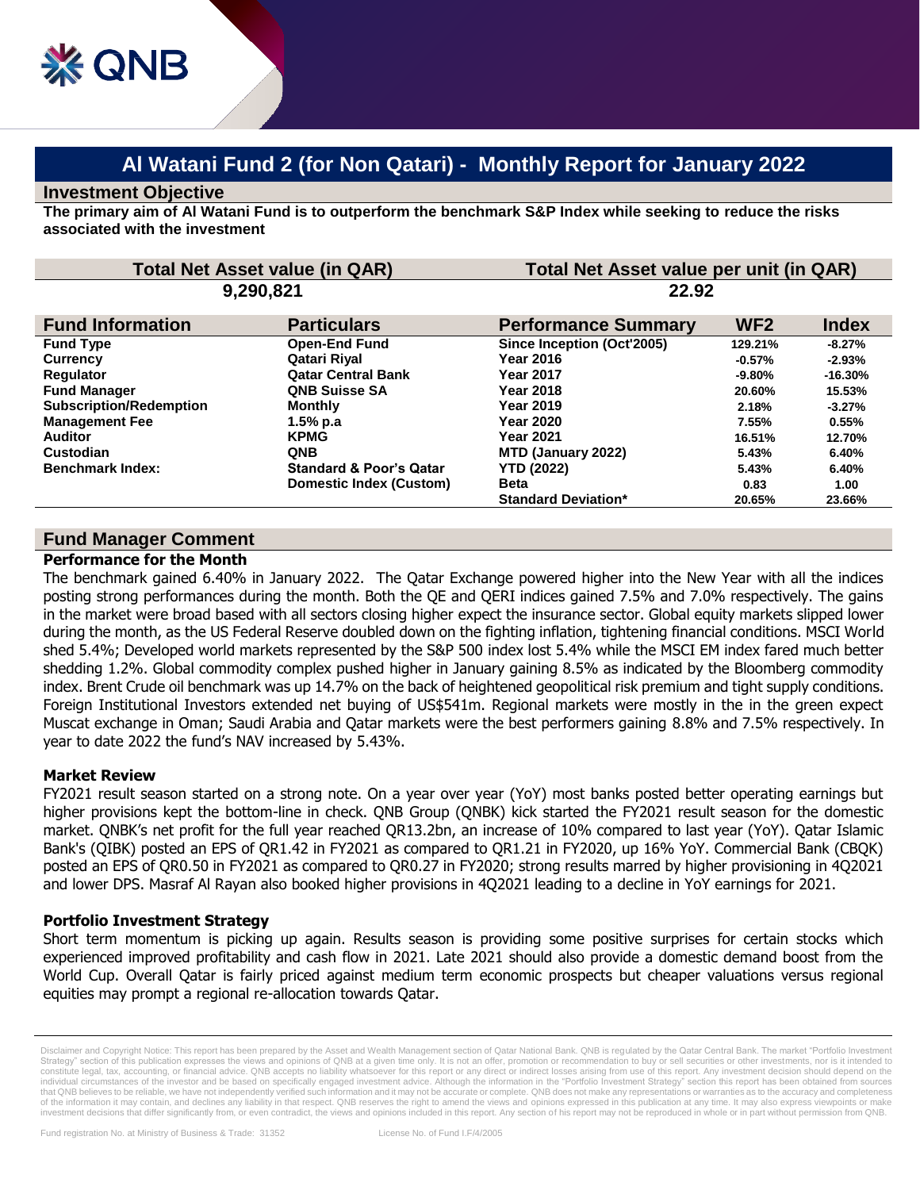# Al Watani Fund 2 (for Non Qatari) - Monthly Report for January 2022

## Investment Objective

**The primary aim of Al Watani Fund is to outperform the benchmark S&P Index while seeking to reduce the risks associated with the investment**

| Total Net Asset value (in QAR) | Total Net Asset value per unit (in QAR) |
|---|---|
| 9,290,821 | 22.92 |

| Fund Information | Particulars |
|---|---|
| Fund Type | Open-End Fund |
| Currency | Qatari Riyal |
| Regulator | Qatar Central Bank |
| Fund Manager | QNB Suisse SA |
| Subscription/Redemption | Monthly |
| Management Fee | 1.5% p.a |
| Auditor | KPMG |
| Custodian | QNB |
| Benchmark Index: | Standard & Poor's Qatar Domestic Index (Custom) |

| Performance Summary | WF2 | Index |
|---|---|---|
| Since Inception (Oct'2005) | 129.21% | -8.27% |
| Year 2016 | -0.57% | -2.93% |
| Year 2017 | -9.80% | -16.30% |
| Year 2018 | 20.60% | 15.53% |
| Year 2019 | 2.18% | -3.27% |
| Year 2020 | 7.55% | 0.55% |
| Year 2021 | 16.51% | 12.70% |
| MTD (January 2022) | 5.43% | 6.40% |
| YTD (2022) | 5.43% | 6.40% |
| Beta | 0.83 | 1.00 |
| Standard Deviation* | 20.65% | 23.66% |

## Fund Manager Comment

### Performance for the Month

The benchmark gained 6.40% in January 2022. The Qatar Exchange powered higher into the New Year with all the indices posting strong performances during the month. Both the QE and QERI indices gained 7.5% and 7.0% respectively. The gains in the market were broad based with all sectors closing higher expect the insurance sector. Global equity markets slipped lower during the month, as the US Federal Reserve doubled down on the fighting inflation, tightening financial conditions. MSCI World shed 5.4%; Developed world markets represented by the S&P 500 index lost 5.4% while the MSCI EM index fared much better shedding 1.2%. Global commodity complex pushed higher in January gaining 8.5% as indicated by the Bloomberg commodity index. Brent Crude oil benchmark was up 14.7% on the back of heightened geopolitical risk premium and tight supply conditions. Foreign Institutional Investors extended net buying of US$541m. Regional markets were mostly in the in the green expect Muscat exchange in Oman; Saudi Arabia and Qatar markets were the best performers gaining 8.8% and 7.5% respectively. In year to date 2022 the fund's NAV increased by 5.43%.

### Market Review

FY2021 result season started on a strong note. On a year over year (YoY) most banks posted better operating earnings but higher provisions kept the bottom-line in check. QNB Group (QNBK) kick started the FY2021 result season for the domestic market. QNBK's net profit for the full year reached QR13.2bn, an increase of 10% compared to last year (YoY). Qatar Islamic Bank's (QIBK) posted an EPS of QR1.42 in FY2021 as compared to QR1.21 in FY2020, up 16% YoY. Commercial Bank (CBQK) posted an EPS of QR0.50 in FY2021 as compared to QR0.27 in FY2020; strong results marred by higher provisioning in 4Q2021 and lower DPS. Masraf Al Rayan also booked higher provisions in 4Q2021 leading to a decline in YoY earnings for 2021.

### Portfolio Investment Strategy

Short term momentum is picking up again. Results season is providing some positive surprises for certain stocks which experienced improved profitability and cash flow in 2021. Late 2021 should also provide a domestic demand boost from the World Cup. Overall Qatar is fairly priced against medium term economic prospects but cheaper valuations versus regional equities may prompt a regional re-allocation towards Qatar.

Disclaimer and Copyright Notice: This report has been prepared by the Asset and Wealth Management section of Qatar National Bank. QNB is regulated by the Qatar Central Bank. The market "Portfolio Investment Strategy" section of this publication expresses the views and opinions of QNB at a given time only. It is not an offer, promotion or recommendation to buy or sell securities or other investments, nor is it intended to constitute legal, tax, accounting, or financial advice. QNB accepts no liability whatsoever for this report or any direct or indirect losses arising from use of this report. Any investment decision should depend on the individual circumstances of the investor and be based on specifically engaged investment advice. Although the information in the "Portfolio Investment Strategy" section this report has been obtained from sources that QNB believes to be reliable, we have not independently verified such information and it may not be accurate or complete. QNB does not make any representations or warranties as to the accuracy and completeness of the information it may contain, and declines any liability in that respect. QNB reserves the right to amend the views and opinions expressed in this publication at any time. It may also express viewpoints or make investment decisions that differ significantly from, or even contradict, the views and opinions included in this report. Any section of his report may not be reproduced in whole or in part without permission from QNB.

Fund registration No. at Ministry of Business & Trade: 31352 License No. of Fund I.F/4/2005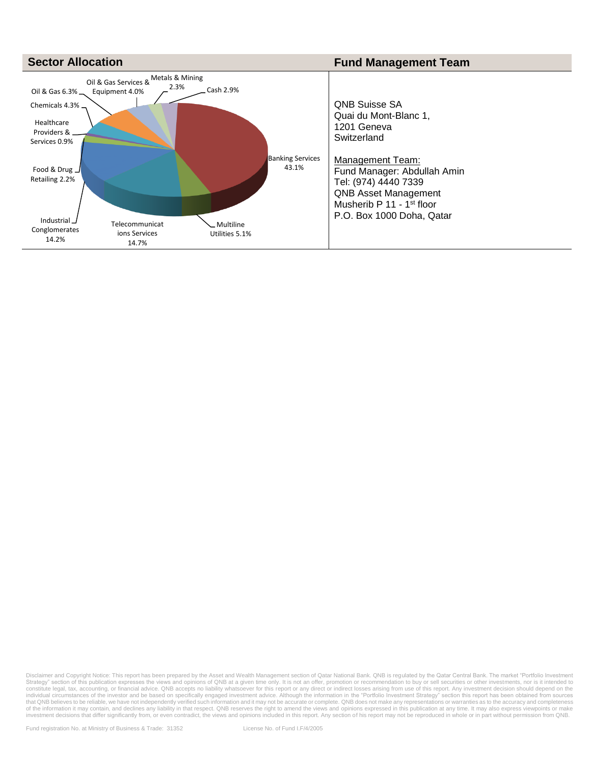## Sector Allocation

Metals & Mining 2.3%
Oil & Gas Services & Equipment 4.0%
Oil & Gas 6.3%
Cash 2.9%
Chemicals 4.3%
Healthcare Providers & Services 0.9%
Food & Drug Retailing 2.2%
Banking Services 43.1%
Industrial Conglomerates 14.2%
Telecommunications Services 14.7%
Multiline Utilities 5.1%

## Fund Management Team

QNB Suisse SA
Quai du Mont-Blanc 1,
1201 Geneva
Switzerland

Management Team:
Fund Manager: Abdullah Amin
Tel: (974) 4440 7339
QNB Asset Management
Musherib P 11 - 1st floor
P.O. Box 1000 Doha, Qatar

Disclaimer and Copyright Notice: This report has been prepared by the Asset and Wealth Management section of Qatar National Bank. QNB is regulated by the Qatar Central Bank. The market "Portfolio Investment Strategy" section of this publication expresses the views and opinions of QNB at a given time only. It is not an offer, promotion or recommendation to buy or sell securities or other investments, nor is it intended to constitute legal, tax, accounting, or financial advice. QNB accepts no liability whatsoever for this report or any direct or indirect losses arising from use of this report. Any investment decision should depend on the individual circumstances of the investor and be based on specifically engaged investment advice. Although the information in the "Portfolio Investment Strategy" section this report has been obtained from sources that QNB believes to be reliable, we have not independently verified such information and it may not be accurate or complete. QNB does not make any representations or warranties as to the accuracy and completeness of the information it may contain, and declines any liability in that respect. QNB reserves the right to amend the views and opinions expressed in this publication at any time. It may also express viewpoints or make investment decisions that differ significantly from, or even contradict, the views and opinions included in this report. Any section of his report may not be reproduced in whole or in part without permission from QNB.

Fund registration No. at Ministry of Business & Trade: 31352

License No. of Fund I.F/4/2005